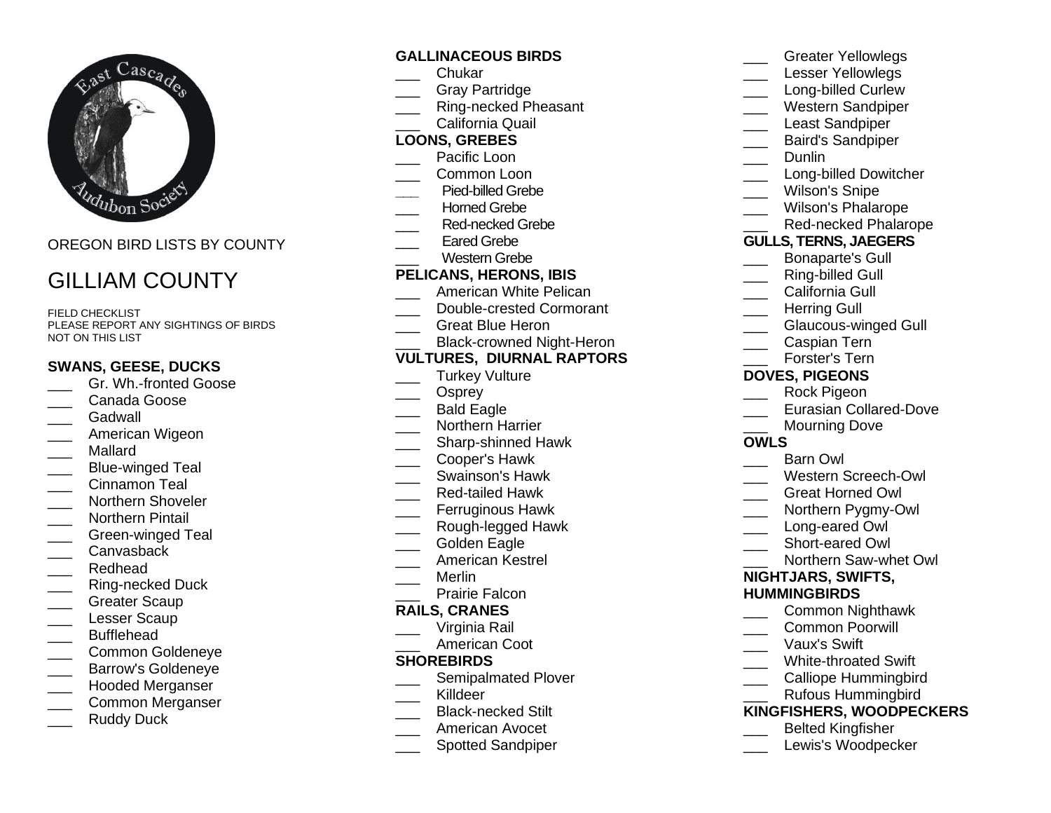OREGON BIRD LISTS BY COUNTY

# GILLIAM COUNTY

FIELD CHECKLIST
PLEASE REPORT ANY SIGHTINGS OF BIRDS NOT ON THIS LIST

**SWANS, GEESE, DUCKS**

___ Gr. Wh.-fronted Goose
___ Canada Goose
___ Gadwall
___ American Wigeon
___ Mallard
___ Blue-winged Teal
___ Cinnamon Teal
___ Northern Shoveler
___ Northern Pintail
___ Green-winged Teal
___ Canvasback
___ Redhead
___ Ring-necked Duck
___ Greater Scaup
___ Lesser Scaup
___ Bufflehead
___ Common Goldeneye
___ Barrow's Goldeneye
___ Hooded Merganser
___ Common Merganser
___ Ruddy Duck

**GALLINACEOUS BIRDS**

___ Chukar
___ Gray Partridge
___ Ring-necked Pheasant
___ California Quail

**LOONS, GREBES**

___ Pacific Loon
___ Common Loon
___ Pied-billed Grebe
___ Horned Grebe
___ Red-necked Grebe
___ Eared Grebe
___ Western Grebe

**PELICANS, HERONS, IBIS**

___ American White Pelican
___ Double-crested Cormorant
___ Great Blue Heron
___ Black-crowned Night-Heron

**VULTURES, DIURNAL RAPTORS**

___ Turkey Vulture
___ Osprey
___ Bald Eagle
___ Northern Harrier
___ Sharp-shinned Hawk
___ Cooper's Hawk
___ Swainson's Hawk
___ Red-tailed Hawk
___ Ferruginous Hawk
___ Rough-legged Hawk
___ Golden Eagle
___ American Kestrel
___ Merlin
___ Prairie Falcon

**RAILS, CRANES**

___ Virginia Rail
___ American Coot

**SHOREBIRDS**

___ Semipalmated Plover
___ Killdeer
___ Black-necked Stilt
___ American Avocet
___ Spotted Sandpiper
___ Greater Yellowlegs
___ Lesser Yellowlegs
___ Long-billed Curlew
___ Western Sandpiper
___ Least Sandpiper
___ Baird's Sandpiper
___ Dunlin
___ Long-billed Dowitcher
___ Wilson's Snipe
___ Wilson's Phalarope
___ Red-necked Phalarope

**GULLS, TERNS, JAEGERS**

___ Bonaparte's Gull
___ Ring-billed Gull
___ California Gull
___ Herring Gull
___ Glaucous-winged Gull
___ Caspian Tern
___ Forster's Tern

**DOVES, PIGEONS**

___ Rock Pigeon
___ Eurasian Collared-Dove
___ Mourning Dove

**OWLS**

___ Barn Owl
___ Western Screech-Owl
___ Great Horned Owl
___ Northern Pygmy-Owl
___ Long-eared Owl
___ Short-eared Owl
___ Northern Saw-whet Owl

**NIGHTJARS, SWIFTS, HUMMINGBIRDS**

___ Common Nighthawk
___ Common Poorwill
___ Vaux's Swift
___ White-throated Swift
___ Calliope Hummingbird
___ Rufous Hummingbird

**KINGFISHERS, WOODPECKERS**

___ Belted Kingfisher
___ Lewis's Woodpecker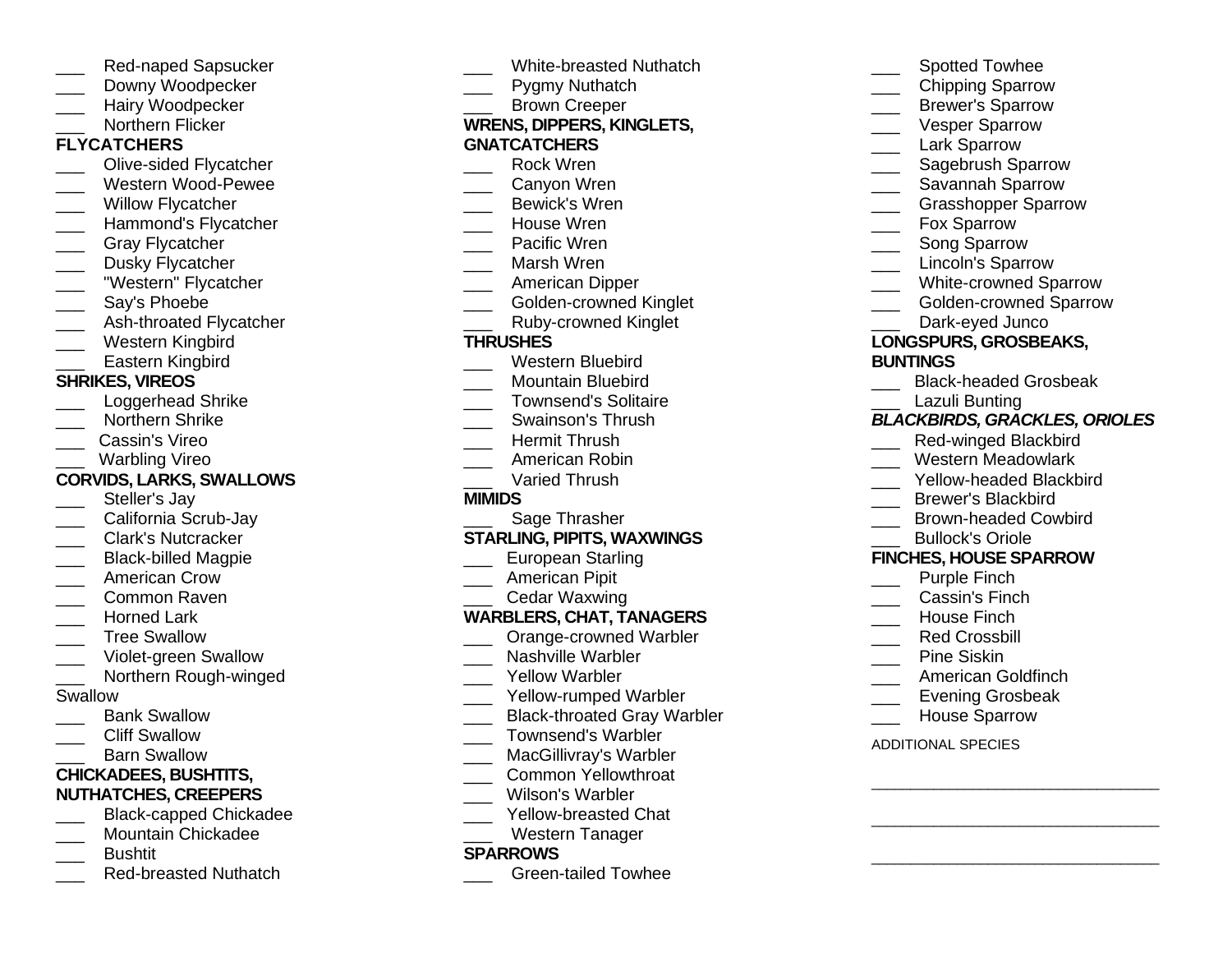- ___ Red-naped Sapsucker
- ___ Downy Woodpecker
- ___ Hairy Woodpecker
- ___ Northern Flicker

**FLYCATCHERS**

- ___ Olive-sided Flycatcher
- ___ Western Wood-Pewee
- ___ Willow Flycatcher
- ___ Hammond's Flycatcher
- ___ Gray Flycatcher
- ___ Dusky Flycatcher
- ___ "Western" Flycatcher
- ___ Say's Phoebe
- ___ Ash-throated Flycatcher
- ___ Western Kingbird
- ___ Eastern Kingbird

**SHRIKES, VIREOS**

- ___ Loggerhead Shrike
- ___ Northern Shrike
- ___ Cassin's Vireo
- ___ Warbling Vireo

**CORVIDS, LARKS, SWALLOWS**

- ___ Steller's Jay
- ___ California Scrub-Jay
- ___ Clark's Nutcracker
- ___ Black-billed Magpie
- ___ American Crow
- ___ Common Raven
- ___ Horned Lark
- ___ Tree Swallow
- ___ Violet-green Swallow
- ___ Northern Rough-winged Swallow
- ___ Bank Swallow
- ___ Cliff Swallow
- ___ Barn Swallow

**CHICKADEES, BUSHTITS, NUTHATCHES, CREEPERS**

- ___ Black-capped Chickadee
- ___ Mountain Chickadee
- ___ Bushtit
- ___ Red-breasted Nuthatch
- ___ White-breasted Nuthatch
- ___ Pygmy Nuthatch
- ___ Brown Creeper

**WRENS, DIPPERS, KINGLETS, GNATCATCHERS**

- ___ Rock Wren
- ___ Canyon Wren
- ___ Bewick's Wren
- ___ House Wren
- ___ Pacific Wren
- ___ Marsh Wren
- ___ American Dipper
- ___ Golden-crowned Kinglet
- ___ Ruby-crowned Kinglet

**THRUSHES**

- ___ Western Bluebird
- ___ Mountain Bluebird
- ___ Townsend's Solitaire
- ___ Swainson's Thrush
- ___ Hermit Thrush
- ___ American Robin
- ___ Varied Thrush

**MIMIDS**

- ___ Sage Thrasher

**STARLING, PIPITS, WAXWINGS**

- ___ European Starling
- ___ American Pipit
- ___ Cedar Waxwing

**WARBLERS, CHAT, TANAGERS**

- ___ Orange-crowned Warbler
- ___ Nashville Warbler
- ___ Yellow Warbler
- ___ Yellow-rumped Warbler
- ___ Black-throated Gray Warbler
- ___ Townsend's Warbler
- ___ MacGillivray's Warbler
- ___ Common Yellowthroat
- ___ Wilson's Warbler
- ___ Yellow-breasted Chat
- ___ Western Tanager

**SPARROWS**

- ___ Green-tailed Towhee
- ___ Spotted Towhee
- ___ Chipping Sparrow
- ___ Brewer's Sparrow
- ___ Vesper Sparrow
- ___ Lark Sparrow
- ___ Sagebrush Sparrow
- ___ Savannah Sparrow
- ___ Grasshopper Sparrow
- ___ Fox Sparrow
- ___ Song Sparrow
- ___ Lincoln's Sparrow
- ___ White-crowned Sparrow
- ___ Golden-crowned Sparrow
- ___ Dark-eyed Junco

**LONGSPURS, GROSBEAKS, BUNTINGS**

- ___ Black-headed Grosbeak
- ___ Lazuli Bunting

***BLACKBIRDS, GRACKLES, ORIOLES***

- ___ Red-winged Blackbird
- ___ Western Meadowlark
- ___ Yellow-headed Blackbird
- ___ Brewer's Blackbird
- ___ Brown-headed Cowbird
- ___ Bullock's Oriole

**FINCHES, HOUSE SPARROW**

- ___ Purple Finch
- ___ Cassin's Finch
- ___ House Finch
- ___ Red Crossbill
- ___ Pine Siskin
- ___ American Goldfinch
- ___ Evening Grosbeak
- ___ House Sparrow

ADDITIONAL SPECIES

_______________________________

_______________________________

_______________________________